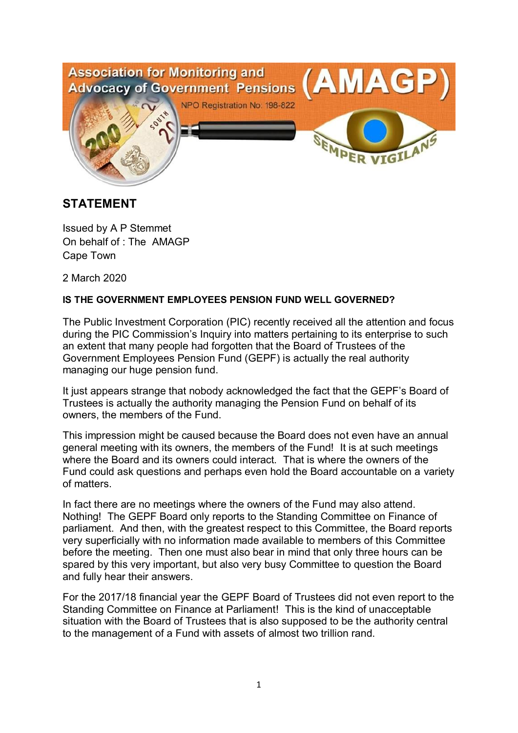Association for Monitoring and Advocacy of Government Pensions **(AMAGP)**

NPO Registration No: 198-822

SEMPER VIGILANS

## STATEMENT

Issued by A P Stemmet
On behalf of : The AMAGP
Cape Town

2 March 2020

**IS THE GOVERNMENT EMPLOYEES PENSION FUND WELL GOVERNED?**

The Public Investment Corporation (PIC) recently received all the attention and focus during the PIC Commission's Inquiry into matters pertaining to its enterprise to such an extent that many people had forgotten that the Board of Trustees of the Government Employees Pension Fund (GEPF) is actually the real authority managing our huge pension fund.

It just appears strange that nobody acknowledged the fact that the GEPF's Board of Trustees is actually the authority managing the Pension Fund on behalf of its owners, the members of the Fund.

This impression might be caused because the Board does not even have an annual general meeting with its owners, the members of the Fund! It is at such meetings where the Board and its owners could interact. That is where the owners of the Fund could ask questions and perhaps even hold the Board accountable on a variety of matters.

In fact there are no meetings where the owners of the Fund may also attend. Nothing! The GEPF Board only reports to the Standing Committee on Finance of parliament. And then, with the greatest respect to this Committee, the Board reports very superficially with no information made available to members of this Committee before the meeting. Then one must also bear in mind that only three hours can be spared by this very important, but also very busy Committee to question the Board and fully hear their answers.

For the 2017/18 financial year the GEPF Board of Trustees did not even report to the Standing Committee on Finance at Parliament! This is the kind of unacceptable situation with the Board of Trustees that is also supposed to be the authority central to the management of a Fund with assets of almost two trillion rand.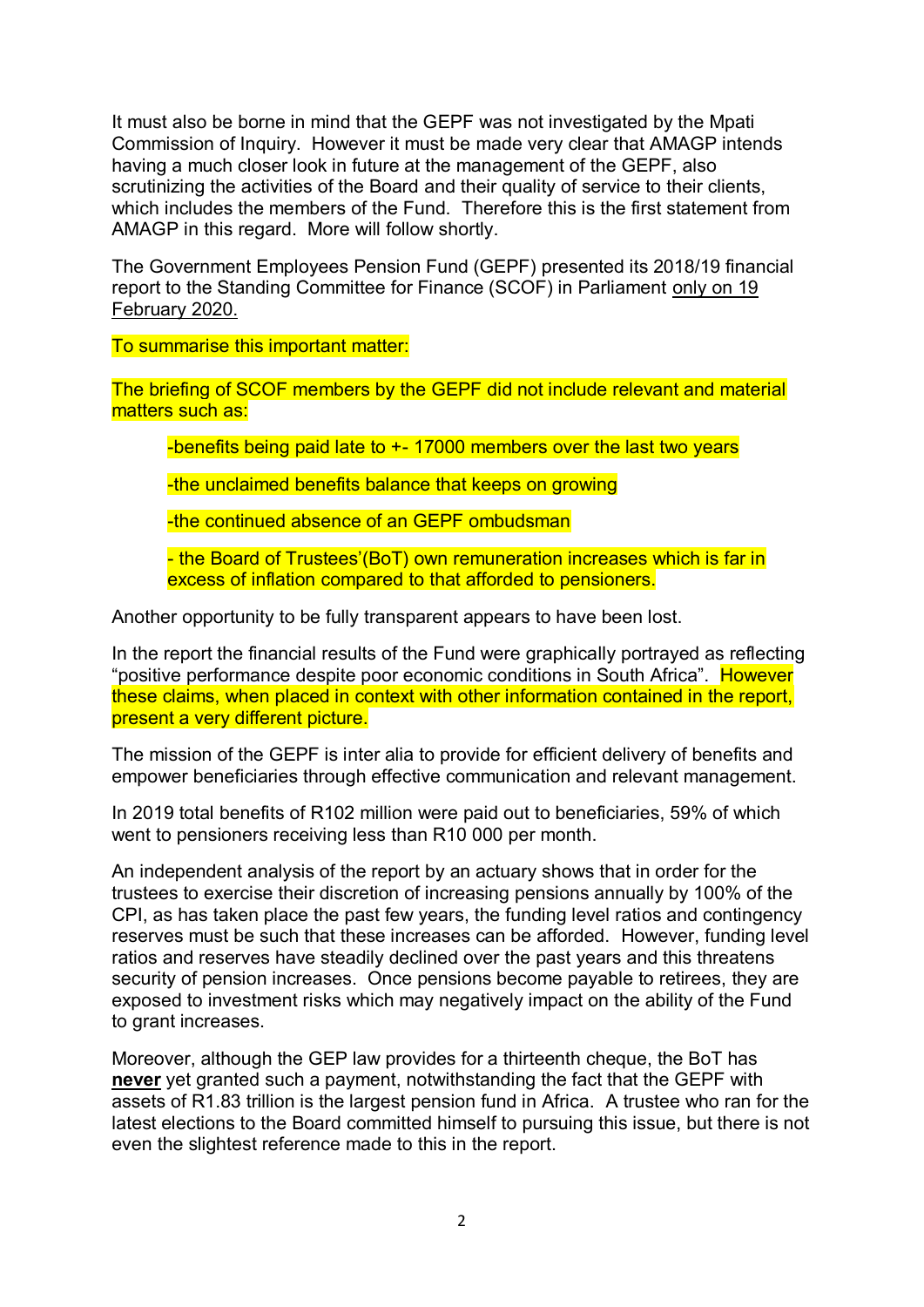It must also be borne in mind that the GEPF was not investigated by the Mpati Commission of Inquiry. However it must be made very clear that AMAGP intends having a much closer look in future at the management of the GEPF, also scrutinizing the activities of the Board and their quality of service to their clients, which includes the members of the Fund. Therefore this is the first statement from AMAGP in this regard. More will follow shortly.

The Government Employees Pension Fund (GEPF) presented its 2018/19 financial report to the Standing Committee for Finance (SCOF) in Parliament <u>only on 19 February 2020.</u>

To summarise this important matter:

The briefing of SCOF members by the GEPF did not include relevant and material matters such as:

> -benefits being paid late to +- 17000 members over the last two years
>
> -the unclaimed benefits balance that keeps on growing
>
> -the continued absence of an GEPF ombudsman
>
> - the Board of Trustees'(BoT) own remuneration increases which is far in excess of inflation compared to that afforded to pensioners.

Another opportunity to be fully transparent appears to have been lost.

In the report the financial results of the Fund were graphically portrayed as reflecting "positive performance despite poor economic conditions in South Africa". However these claims, when placed in context with other information contained in the report, present a very different picture.

The mission of the GEPF is inter alia to provide for efficient delivery of benefits and empower beneficiaries through effective communication and relevant management.

In 2019 total benefits of R102 million were paid out to beneficiaries, 59% of which went to pensioners receiving less than R10 000 per month.

An independent analysis of the report by an actuary shows that in order for the trustees to exercise their discretion of increasing pensions annually by 100% of the CPI, as has taken place the past few years, the funding level ratios and contingency reserves must be such that these increases can be afforded. However, funding level ratios and reserves have steadily declined over the past years and this threatens security of pension increases. Once pensions become payable to retirees, they are exposed to investment risks which may negatively impact on the ability of the Fund to grant increases.

Moreover, although the GEP law provides for a thirteenth cheque, the BoT has <u>**never**</u> yet granted such a payment, notwithstanding the fact that the GEPF with assets of R1.83 trillion is the largest pension fund in Africa. A trustee who ran for the latest elections to the Board committed himself to pursuing this issue, but there is not even the slightest reference made to this in the report.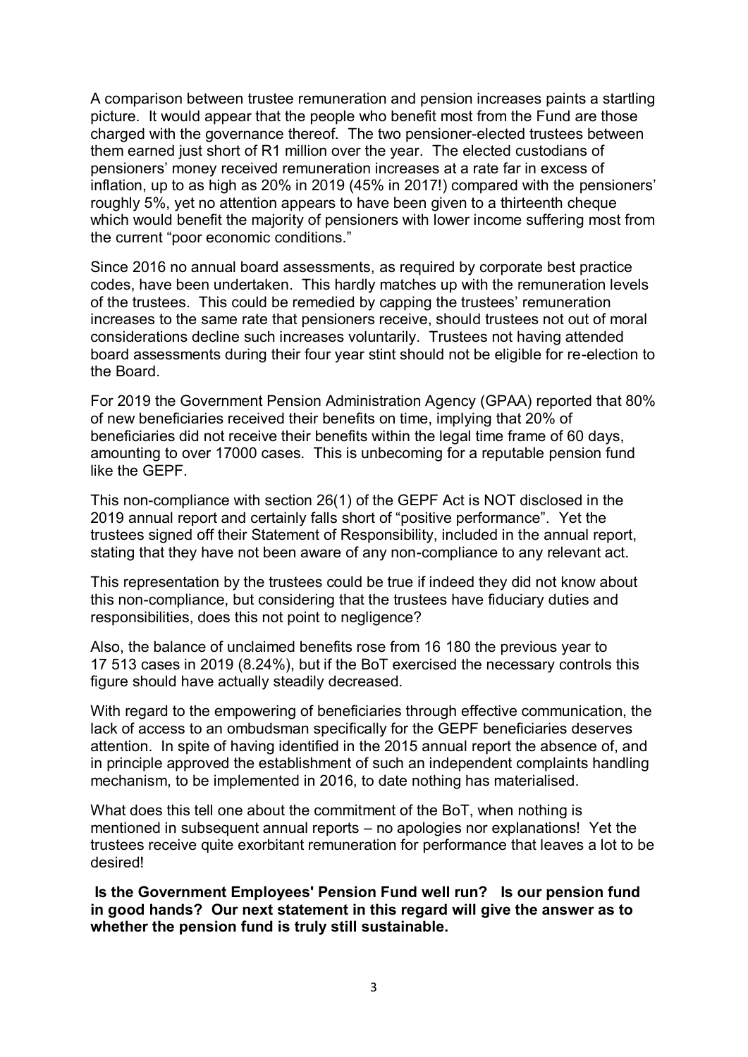A comparison between trustee remuneration and pension increases paints a startling picture. It would appear that the people who benefit most from the Fund are those charged with the governance thereof. The two pensioner-elected trustees between them earned just short of R1 million over the year. The elected custodians of pensioners' money received remuneration increases at a rate far in excess of inflation, up to as high as 20% in 2019 (45% in 2017!) compared with the pensioners' roughly 5%, yet no attention appears to have been given to a thirteenth cheque which would benefit the majority of pensioners with lower income suffering most from the current "poor economic conditions."

Since 2016 no annual board assessments, as required by corporate best practice codes, have been undertaken. This hardly matches up with the remuneration levels of the trustees. This could be remedied by capping the trustees' remuneration increases to the same rate that pensioners receive, should trustees not out of moral considerations decline such increases voluntarily. Trustees not having attended board assessments during their four year stint should not be eligible for re-election to the Board.

For 2019 the Government Pension Administration Agency (GPAA) reported that 80% of new beneficiaries received their benefits on time, implying that 20% of beneficiaries did not receive their benefits within the legal time frame of 60 days, amounting to over 17000 cases. This is unbecoming for a reputable pension fund like the GEPF.

This non-compliance with section 26(1) of the GEPF Act is NOT disclosed in the 2019 annual report and certainly falls short of "positive performance". Yet the trustees signed off their Statement of Responsibility, included in the annual report, stating that they have not been aware of any non-compliance to any relevant act.

This representation by the trustees could be true if indeed they did not know about this non-compliance, but considering that the trustees have fiduciary duties and responsibilities, does this not point to negligence?

Also, the balance of unclaimed benefits rose from 16 180 the previous year to 17 513 cases in 2019 (8.24%), but if the BoT exercised the necessary controls this figure should have actually steadily decreased.

With regard to the empowering of beneficiaries through effective communication, the lack of access to an ombudsman specifically for the GEPF beneficiaries deserves attention. In spite of having identified in the 2015 annual report the absence of, and in principle approved the establishment of such an independent complaints handling mechanism, to be implemented in 2016, to date nothing has materialised.

What does this tell one about the commitment of the BoT, when nothing is mentioned in subsequent annual reports – no apologies nor explanations! Yet the trustees receive quite exorbitant remuneration for performance that leaves a lot to be desired!

**Is the Government Employees' Pension Fund well run? Is our pension fund in good hands? Our next statement in this regard will give the answer as to whether the pension fund is truly still sustainable.**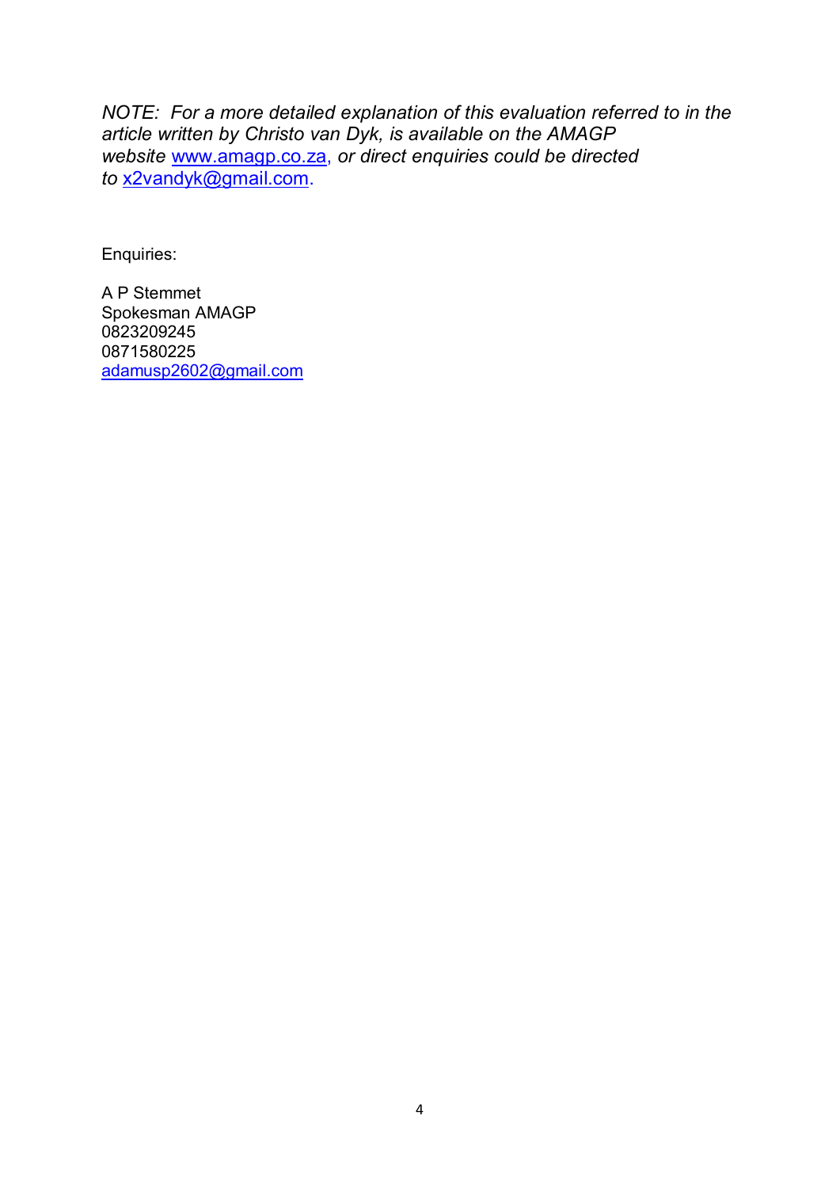*NOTE: For a more detailed explanation of this evaluation referred to in the article written by Christo van Dyk, is available on the AMAGP website [www.amagp.co.za](http://www.amagp.co.za), or direct enquiries could be directed to [x2vandyk@gmail.com](mailto:x2vandyk@gmail.com).*

Enquiries:

A P Stemmet
Spokesman AMAGP
0823209245
0871580225
[adamusp2602@gmail.com](mailto:adamusp2602@gmail.com)